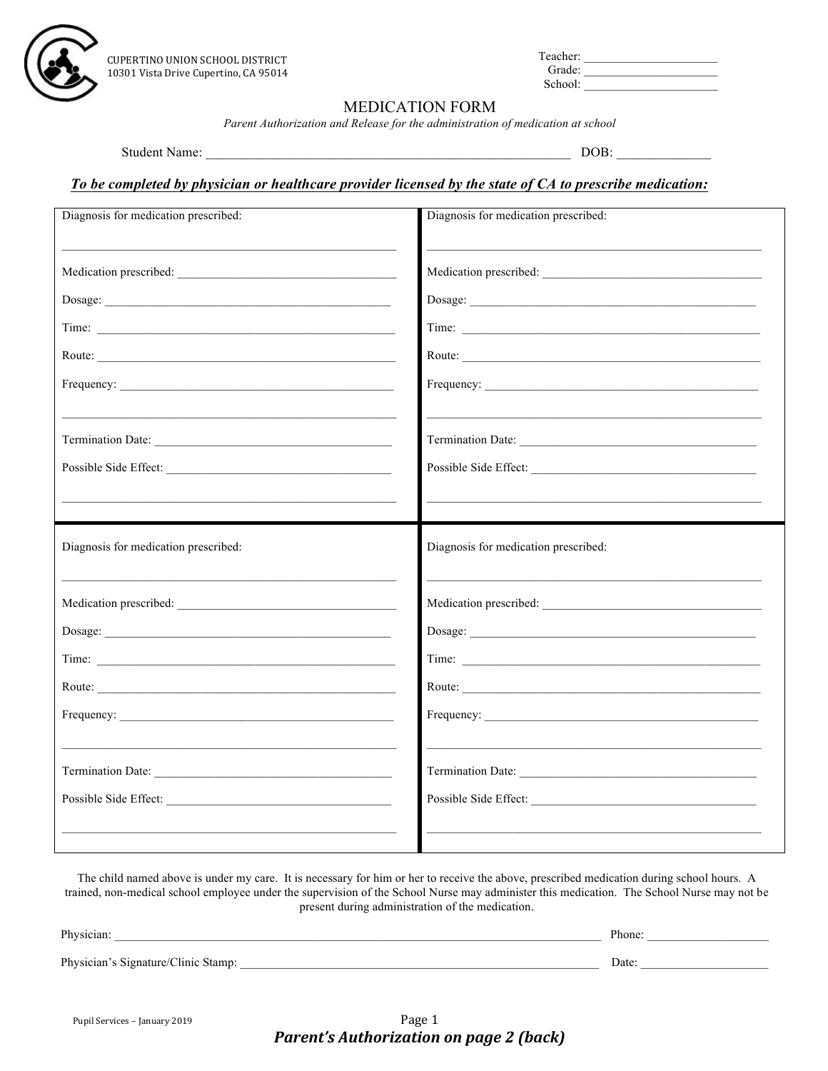CUPERTINO UNION SCHOOL DISTRICT
10301 Vista Drive Cupertino, CA 95014

Teacher: ______________________
Grade: ______________________
School: ______________________

# MEDICATION FORM

*Parent Authorization and Release for the administration of medication at school*

Student Name: ________________________________________________ DOB: _____________

***To be completed by physician or healthcare provider licensed by the state of CA to prescribe medication:***

| | |
|---|---|
| Diagnosis for medication prescribed: ______________________________ | Diagnosis for medication prescribed: ______________________________ |
| Medication prescribed: ______________________________ | Medication prescribed: ______________________________ |
| Dosage: ______________________________ | Dosage: ______________________________ |
| Time: ______________________________ | Time: ______________________________ |
| Route: ______________________________ | Route: ______________________________ |
| Frequency: ______________________________ | Frequency: ______________________________ |
| Termination Date: ______________________________ | Termination Date: ______________________________ |
| Possible Side Effect: ______________________________ | Possible Side Effect: ______________________________ |
| Diagnosis for medication prescribed: ______________________________ | Diagnosis for medication prescribed: ______________________________ |
| Medication prescribed: ______________________________ | Medication prescribed: ______________________________ |
| Dosage: ______________________________ | Dosage: ______________________________ |
| Time: ______________________________ | Time: ______________________________ |
| Route: ______________________________ | Route: ______________________________ |
| Frequency: ______________________________ | Frequency: ______________________________ |
| Termination Date: ______________________________ | Termination Date: ______________________________ |
| Possible Side Effect: ______________________________ | Possible Side Effect: ______________________________ |

The child named above is under my care. It is necessary for him or her to receive the above, prescribed medication during school hours. A trained, non-medical school employee under the supervision of the School Nurse may administer this medication. The School Nurse may not be present during administration of the medication.

Physician: ____________________________________________________________ Phone: ____________________

Physician's Signature/Clinic Stamp: ____________________________________________ Date: ____________________

Pupil Services – January 2019

***Parent's Authorization on page 2 (back)***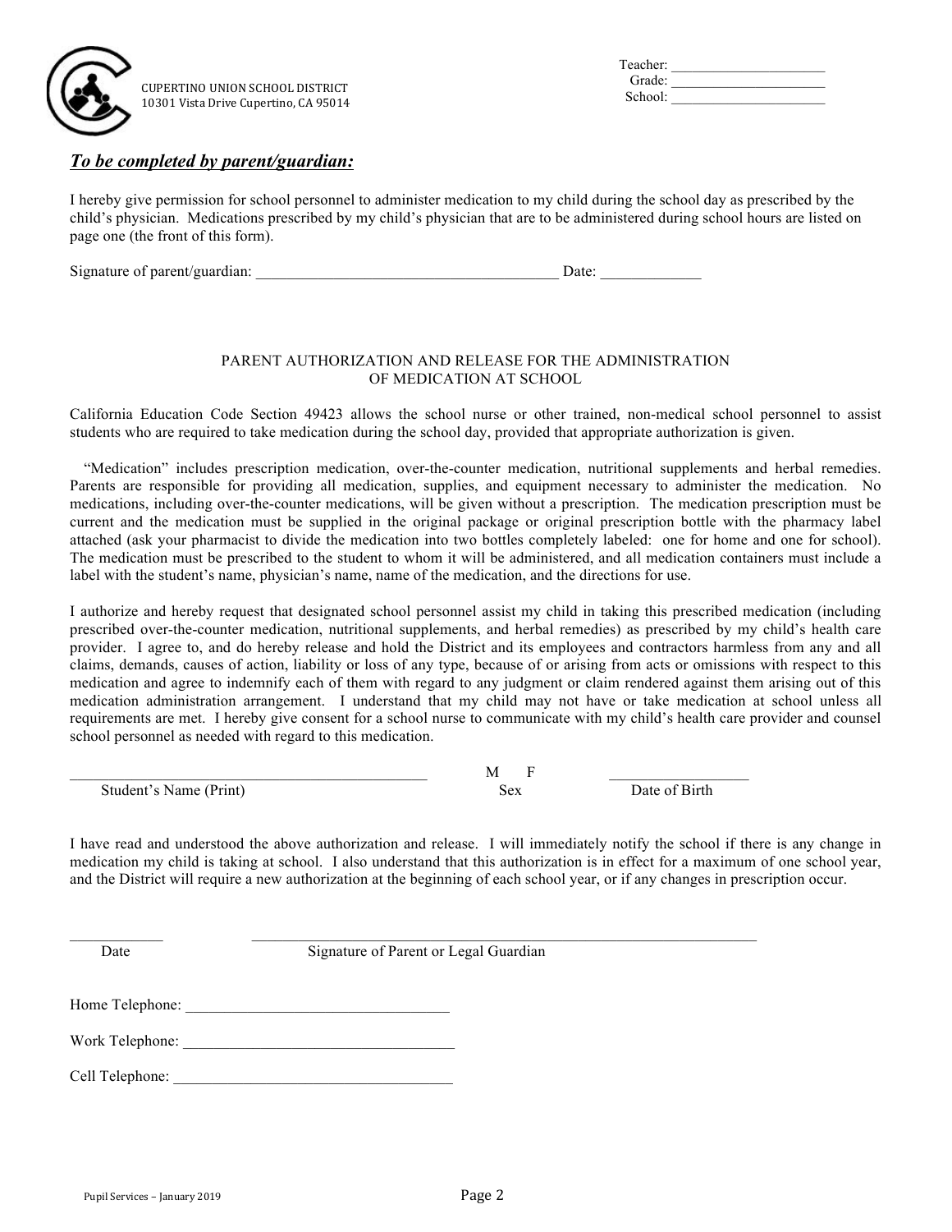CUPERTINO UNION SCHOOL DISTRICT
10301 Vista Drive Cupertino, CA 95014

Teacher: ______________________
Grade: ______________________
School: ______________________

***To be completed by parent/guardian:***

I hereby give permission for school personnel to administer medication to my child during the school day as prescribed by the child's physician. Medications prescribed by my child's physician that are to be administered during school hours are listed on page one (the front of this form).

Signature of parent/guardian: ______________________________________ Date: ____________

PARENT AUTHORIZATION AND RELEASE FOR THE ADMINISTRATION OF MEDICATION AT SCHOOL

California Education Code Section 49423 allows the school nurse or other trained, non-medical school personnel to assist students who are required to take medication during the school day, provided that appropriate authorization is given.

"Medication" includes prescription medication, over-the-counter medication, nutritional supplements and herbal remedies. Parents are responsible for providing all medication, supplies, and equipment necessary to administer the medication. No medications, including over-the-counter medications, will be given without a prescription. The medication prescription must be current and the medication must be supplied in the original package or original prescription bottle with the pharmacy label attached (ask your pharmacist to divide the medication into two bottles completely labeled: one for home and one for school). The medication must be prescribed to the student to whom it will be administered, and all medication containers must include a label with the student's name, physician's name, name of the medication, and the directions for use.

I authorize and hereby request that designated school personnel assist my child in taking this prescribed medication (including prescribed over-the-counter medication, nutritional supplements, and herbal remedies) as prescribed by my child's health care provider. I agree to, and do hereby release and hold the District and its employees and contractors harmless from any and all claims, demands, causes of action, liability or loss of any type, because of or arising from acts or omissions with respect to this medication and agree to indemnify each of them with regard to any judgment or claim rendered against them arising out of this medication administration arrangement. I understand that my child may not have or take medication at school unless all requirements are met. I hereby give consent for a school nurse to communicate with my child's health care provider and counsel school personnel as needed with regard to this medication.

_____________________________________________ M F _________________
Student's Name (Print) Sex Date of Birth

I have read and understood the above authorization and release. I will immediately notify the school if there is any change in medication my child is taking at school. I also understand that this authorization is in effect for a maximum of one school year, and the District will require a new authorization at the beginning of each school year, or if any changes in prescription occur.

____________ ______________________________________________________________
Date Signature of Parent or Legal Guardian

Home Telephone: ___________________________________

Work Telephone: ___________________________________

Cell Telephone: ___________________________________

Pupil Services – January 2019